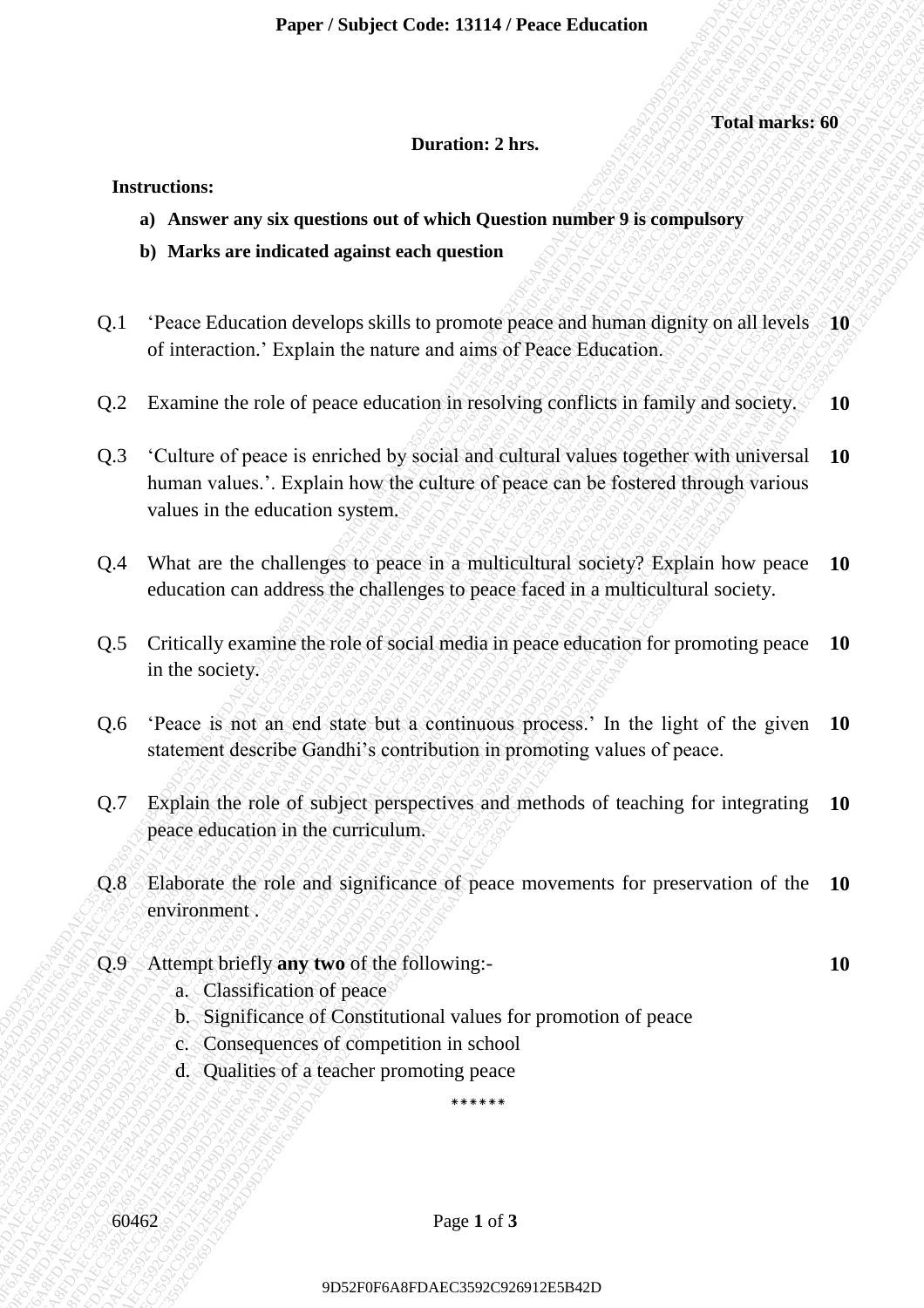# Paper / Subject Code: 13114 / Peace Education

**Total marks: 60**

**Duration: 2 hrs.**

**Instructions:**

- **a) Answer any six questions out of which Question number 9 is compulsory**
- **b) Marks are indicated against each question**

| Q. No. | Question | Marks |
|---|---|---|
| Q.1 | 'Peace Education develops skills to promote peace and human dignity on all levels of interaction.' Explain the nature and aims of Peace Education. | **10** |
| Q.2 | Examine the role of peace education in resolving conflicts in family and society. | **10** |
| Q.3 | 'Culture of peace is enriched by social and cultural values together with universal human values.'. Explain how the culture of peace can be fostered through various values in the education system. | **10** |
| Q.4 | What are the challenges to peace in a multicultural society? Explain how peace education can address the challenges to peace faced in a multicultural society. | **10** |
| Q.5 | Critically examine the role of social media in peace education for promoting peace in the society. | **10** |
| Q.6 | 'Peace is not an end state but a continuous process.' In the light of the given statement describe Gandhi's contribution in promoting values of peace. | **10** |
| Q.7 | Explain the role of subject perspectives and methods of teaching for integrating peace education in the curriculum. | **10** |
| Q.8 | Elaborate the role and significance of peace movements for preservation of the environment . | **10** |
| Q.9 | Attempt briefly **any two** of the following:-<br>a. Classification of peace<br>b. Significance of Constitutional values for promotion of peace<br>c. Consequences of competition in school<br>d. Qualities of a teacher promoting peace | **10** |

******

60462

9D52F0F6A8FDAEC3592C926912E5B42D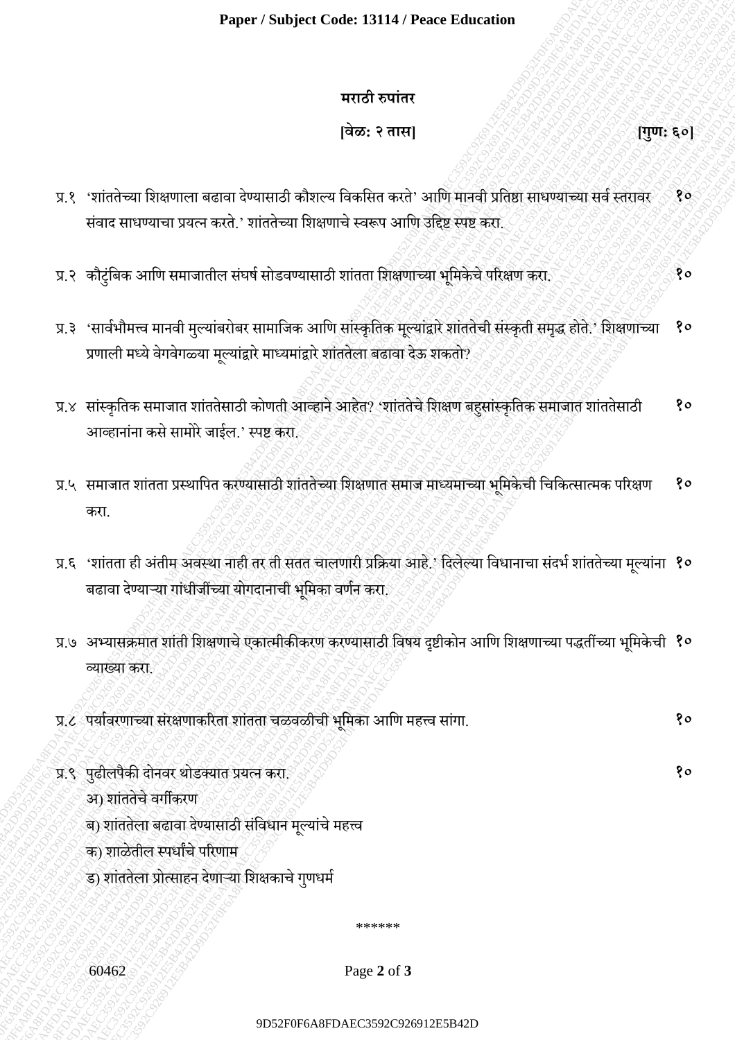## मराठी रुपांतर

**[वेळ: २ तास]** **[गुण: ६०]**

प्र.१ 'शांततेच्या शिक्षणाला बढावा देण्यासाठी कौशल्य विकसित करते' आणि मानवी प्रतिष्ठा साधण्याच्या सर्व स्तरावर संवाद साधण्याचा प्रयत्न करते.' शांततेच्या शिक्षणाचे स्वरूप आणि उद्दिष्ट स्पष्ट करा. **१०**

प्र.२ कौटुंबिक आणि समाजातील संघर्ष सोडवण्यासाठी शांतता शिक्षणाच्या भूमिकेचे परिक्षण करा. **१०**

प्र.३ 'सार्वभौमत्त्व मानवी मुल्यांबरोबर सामाजिक आणि सांस्कृतिक मूल्यांद्वारे शांततेची संस्कृती समृद्ध होते.' शिक्षणाच्या प्रणाली मध्ये वेगवेगळ्या मूल्यांद्वारे माध्यमांद्वारे शांततेला बढावा देऊ शकतो? **१०**

प्र.४ सांस्कृतिक समाजात शांततेसाठी कोणती आव्हाने आहेत? 'शांततेचे शिक्षण बहुसांस्कृतिक समाजात शांततेसाठी आव्हानांना कसे सामोरे जाईल.' स्पष्ट करा. **१०**

प्र.५ समाजात शांतता प्रस्थापित करण्यासाठी शांततेच्या शिक्षणात समाज माध्यमाच्या भूमिकेची चिकित्सात्मक परिक्षण करा. **१०**

प्र.६ 'शांतता ही अंतीम अवस्था नाही तर ती सतत चालणारी प्रक्रिया आहे.' दिलेल्या विधानाचा संदर्भ शांततेच्या मूल्यांना बढावा देण्याऱ्या गांधीजींच्या योगदानाची भूमिका वर्णन करा. **१०**

प्र.७ अभ्यासक्रमात शांती शिक्षणाचे एकात्मीकीकरण करण्यासाठी विषय दृष्टीकोन आणि शिक्षणाच्या पद्धतींच्या भूमिकेची व्याख्या करा. **१०**

प्र.८ पर्यावरणाच्या संरक्षणाकरिता शांतता चळवळीची भूमिका आणि महत्त्व सांगा. **१०**

प्र.९ पुढीलपैकी दोनवर थोडक्यात प्रयत्न करा. **१०**

अ) शांततेचे वर्गीकरण

ब) शांततेला बढावा देण्यासाठी संविधान मूल्यांचे महत्त्व

क) शाळेतील स्पर्धांचे परिणाम

ड) शांततेला प्रोत्साहन देणाऱ्या शिक्षकाचे गुणधर्म

\*\*\*\*\*\*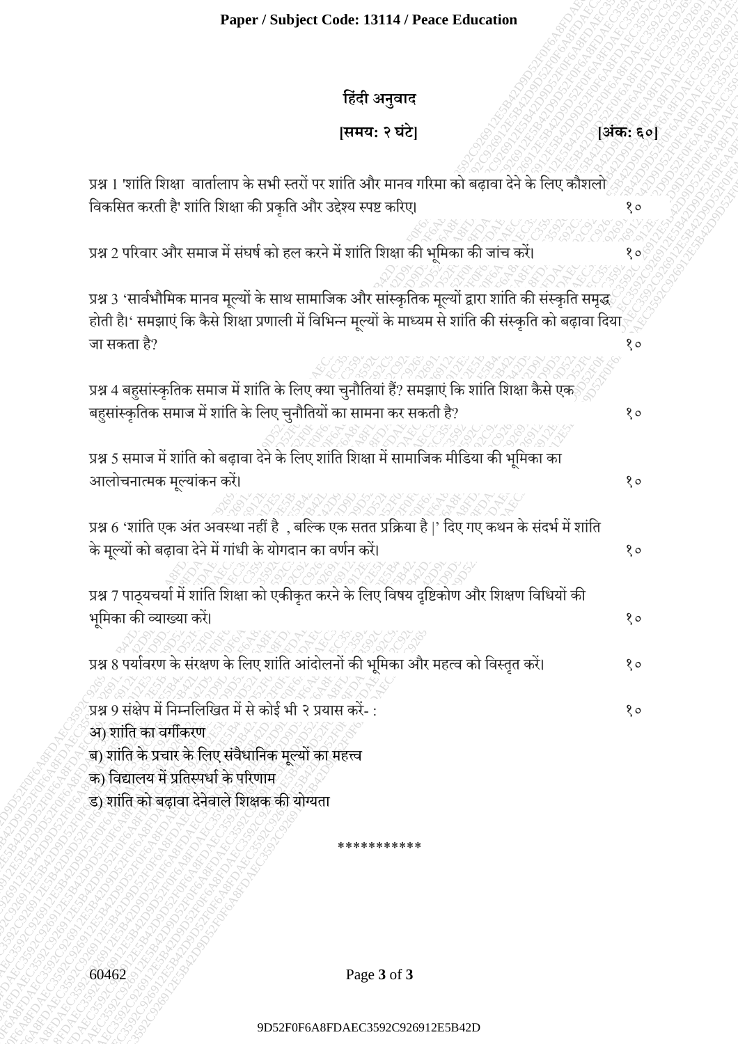## हिंदी अनुवाद

**[समय: २ घंटे]** **[अंक: ६०]**

प्रश्न 1 'शांति शिक्षा वार्तालाप के सभी स्तरों पर शांति और मानव गरिमा को बढ़ावा देने के लिए कौशलो विकसित करती है' शांति शिक्षा की प्रकृति और उद्देश्य स्पष्ट करिए। १०

प्रश्न 2 परिवार और समाज में संघर्ष को हल करने में शांति शिक्षा की भूमिका की जांच करें। १०

प्रश्न 3 'सार्वभौमिक मानव मूल्यों के साथ सामाजिक और सांस्कृतिक मूल्यों द्वारा शांति की संस्कृति समृद्ध होती है।' समझाएं कि कैसे शिक्षा प्रणाली में विभिन्न मूल्यों के माध्यम से शांति की संस्कृति को बढ़ावा दिया जा सकता है? १०

प्रश्न 4 बहुसांस्कृतिक समाज में शांति के लिए क्या चुनौतियां हैं? समझाएं कि शांति शिक्षा कैसे एक बहुसांस्कृतिक समाज में शांति के लिए चुनौतियों का सामना कर सकती है? १०

प्रश्न 5 समाज में शांति को बढ़ावा देने के लिए शांति शिक्षा में सामाजिक मीडिया की भूमिका का आलोचनात्मक मूल्यांकन करें। १०

प्रश्न 6 'शांति एक अंत अवस्था नहीं है , बल्कि एक सतत प्रक्रिया है |' दिए गए कथन के संदर्भ में शांति के मूल्यों को बढ़ावा देने में गांधी के योगदान का वर्णन करें। १०

प्रश्न 7 पाठ्यचर्या में शांति शिक्षा को एकीकृत करने के लिए विषय दृष्टिकोण और शिक्षण विधियों की भूमिका की व्याख्या करें। १०

प्रश्न 8 पर्यावरण के संरक्षण के लिए शांति आंदोलनों की भूमिका और महत्व को विस्तृत करें। १०

प्रश्न 9 संक्षेप में निम्नलिखित में से कोई भी २ प्रयास करें- : १०

अ) शांति का वर्गीकरण

ब) शांति के प्रचार के लिए संवैधानिक मूल्यों का महत्त्व

क) विद्यालय में प्रतिस्पर्धा के परिणाम

ड) शांति को बढ़ावा देनेवाले शिक्षक की योग्यता

**********